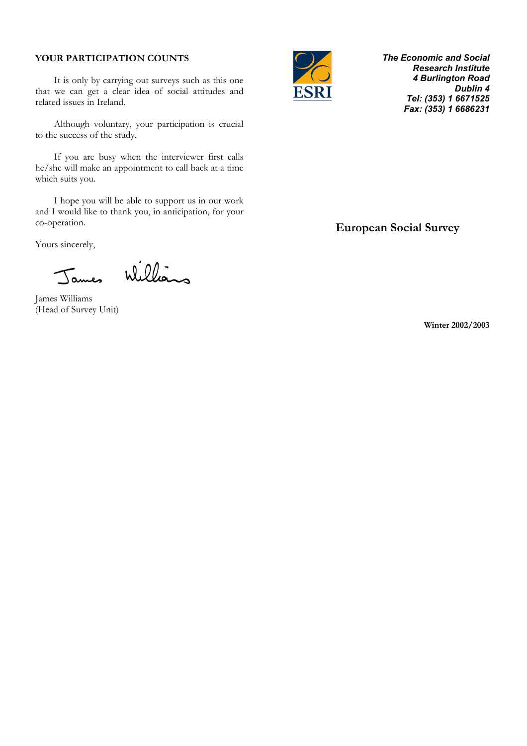**YOUR PARTICIPATION COUNTS**

It is only by carrying out surveys such as this one that we can get a clear idea of social attitudes and related issues in Ireland.

Although voluntary, your participation is crucial to the success of the study.

If you are busy when the interviewer first calls he/she will make an appointment to call back at a time which suits you.

I hope you will be able to support us in our work and I would like to thank you, in anticipation, for your co-operation.

Yours sincerely,

James Williams

James Williams
(Head of Survey Unit)

ESRI

***The Economic and Social Research Institute***
***4 Burlington Road***
***Dublin 4***
***Tel: (353) 1 6671525***
***Fax: (353) 1 6686231***

# European Social Survey

**Winter 2002/2003**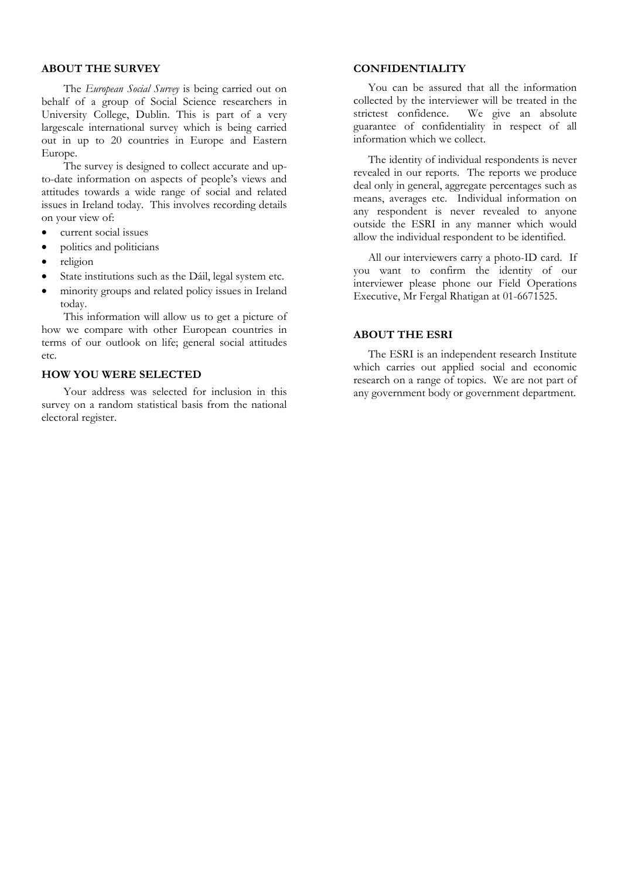## ABOUT THE SURVEY

The *European Social Survey* is being carried out on behalf of a group of Social Science researchers in University College, Dublin. This is part of a very largescale international survey which is being carried out in up to 20 countries in Europe and Eastern Europe.

The survey is designed to collect accurate and up-to-date information on aspects of people's views and attitudes towards a wide range of social and related issues in Ireland today. This involves recording details on your view of:

- current social issues
- politics and politicians
- religion
- State institutions such as the Dáil, legal system etc.
- minority groups and related policy issues in Ireland today.

This information will allow us to get a picture of how we compare with other European countries in terms of our outlook on life; general social attitudes etc.

## HOW YOU WERE SELECTED

Your address was selected for inclusion in this survey on a random statistical basis from the national electoral register.

## CONFIDENTIALITY

You can be assured that all the information collected by the interviewer will be treated in the strictest confidence. We give an absolute guarantee of confidentiality in respect of all information which we collect.

The identity of individual respondents is never revealed in our reports. The reports we produce deal only in general, aggregate percentages such as means, averages etc. Individual information on any respondent is never revealed to anyone outside the ESRI in any manner which would allow the individual respondent to be identified.

All our interviewers carry a photo-ID card. If you want to confirm the identity of our interviewer please phone our Field Operations Executive, Mr Fergal Rhatigan at 01-6671525.

## ABOUT THE ESRI

The ESRI is an independent research Institute which carries out applied social and economic research on a range of topics. We are not part of any government body or government department.